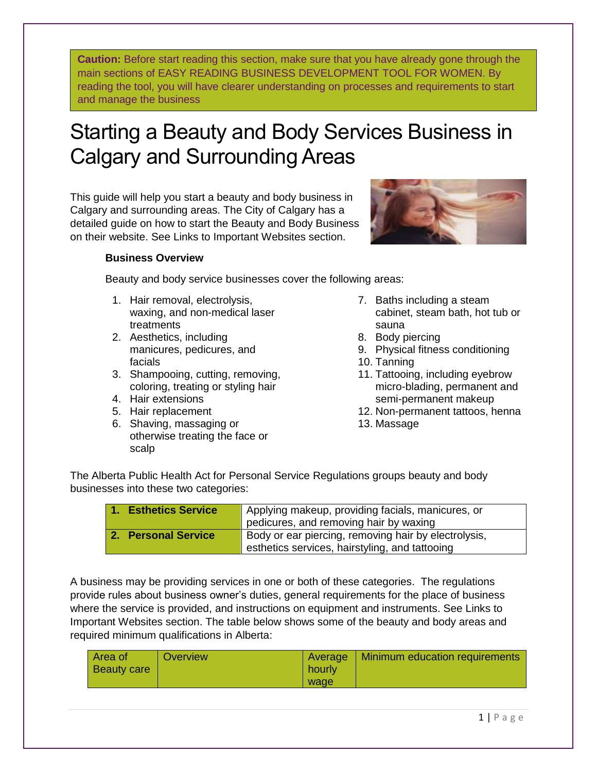**Caution:** Before start reading this section, make sure that you have already gone through the main sections of EASY READING BUSINESS DEVELOPMENT TOOL FOR WOMEN. By reading the tool, you will have clearer understanding on processes and requirements to start and manage the business

# Starting a Beauty and Body Services Business in Calgary and Surrounding Areas

This guide will help you start a beauty and body business in Calgary and surrounding areas. The City of Calgary has a detailed guide on how to start the Beauty and Body Business on their website. See Links to Important Websites section.

### Business Overview

Beauty and body service businesses cover the following areas:

1. Hair removal, electrolysis, waxing, and non-medical laser treatments
2. Aesthetics, including manicures, pedicures, and facials
3. Shampooing, cutting, removing, coloring, treating or styling hair
4. Hair extensions
5. Hair replacement
6. Shaving, massaging or otherwise treating the face or scalp
7. Baths including a steam cabinet, steam bath, hot tub or sauna
8. Body piercing
9. Physical fitness conditioning
10. Tanning
11. Tattooing, including eyebrow micro-blading, permanent and semi-permanent makeup
12. Non-permanent tattoos, henna
13. Massage

The Alberta Public Health Act for Personal Service Regulations groups beauty and body businesses into these two categories:

| | |
|---|---|
| **1. Esthetics Service** | Applying makeup, providing facials, manicures, or pedicures, and removing hair by waxing |
| **2. Personal Service** | Body or ear piercing, removing hair by electrolysis, esthetics services, hairstyling, and tattooing |

A business may be providing services in one or both of these categories. The regulations provide rules about business owner's duties, general requirements for the place of business where the service is provided, and instructions on equipment and instruments. See Links to Important Websites section. The table below shows some of the beauty and body areas and required minimum qualifications in Alberta:

| Area of Beauty care | Overview | Average hourly wage | Minimum education requirements |
|---|---|---|---|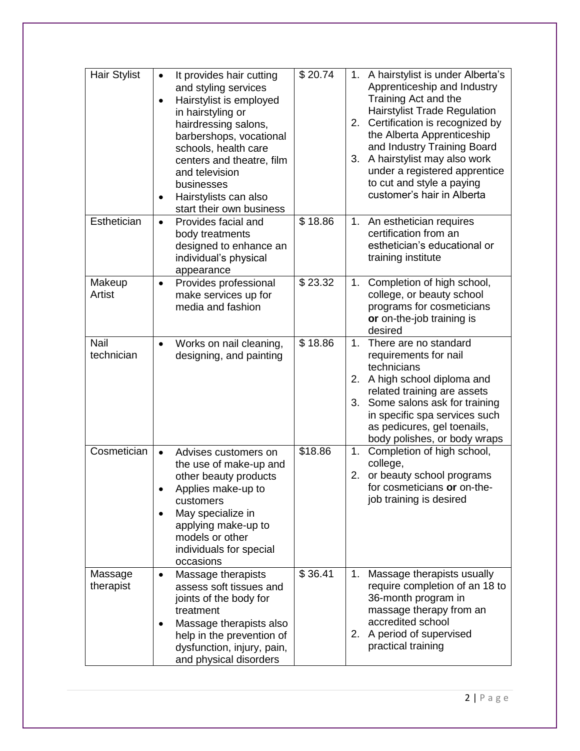| Hair Stylist | • It provides hair cutting and styling services<br>• Hairstylist is employed in hairstyling or hairdressing salons, barbershops, vocational schools, health care centers and theatre, film and television businesses<br>• Hairstylists can also start their own business | $ 20.74 | 1. A hairstylist is under Alberta's Apprenticeship and Industry Training Act and the Hairstylist Trade Regulation<br>2. Certification is recognized by the Alberta Apprenticeship and Industry Training Board<br>3. A hairstylist may also work under a registered apprentice to cut and style a paying customer's hair in Alberta |
|---|---|---|---|
| Esthetician | • Provides facial and body treatments designed to enhance an individual's physical appearance | $ 18.86 | 1. An esthetician requires certification from an esthetician's educational or training institute |
| Makeup Artist | • Provides professional make services up for media and fashion | $ 23.32 | 1. Completion of high school, college, or beauty school programs for cosmeticians **or** on-the-job training is desired |
| Nail technician | • Works on nail cleaning, designing, and painting | $ 18.86 | 1. There are no standard requirements for nail technicians<br>2. A high school diploma and related training are assets<br>3. Some salons ask for training in specific spa services such as pedicures, gel toenails, body polishes, or body wraps |
| Cosmetician | • Advises customers on the use of make-up and other beauty products<br>• Applies make-up to customers<br>• May specialize in applying make-up to models or other individuals for special occasions | $18.86 | 1. Completion of high school, college,<br>2. or beauty school programs for cosmeticians **or** on-the-job training is desired |
| Massage therapist | • Massage therapists assess soft tissues and joints of the body for treatment<br>• Massage therapists also help in the prevention of dysfunction, injury, pain, and physical disorders | $ 36.41 | 1. Massage therapists usually require completion of an 18 to 36-month program in massage therapy from an accredited school<br>2. A period of supervised practical training |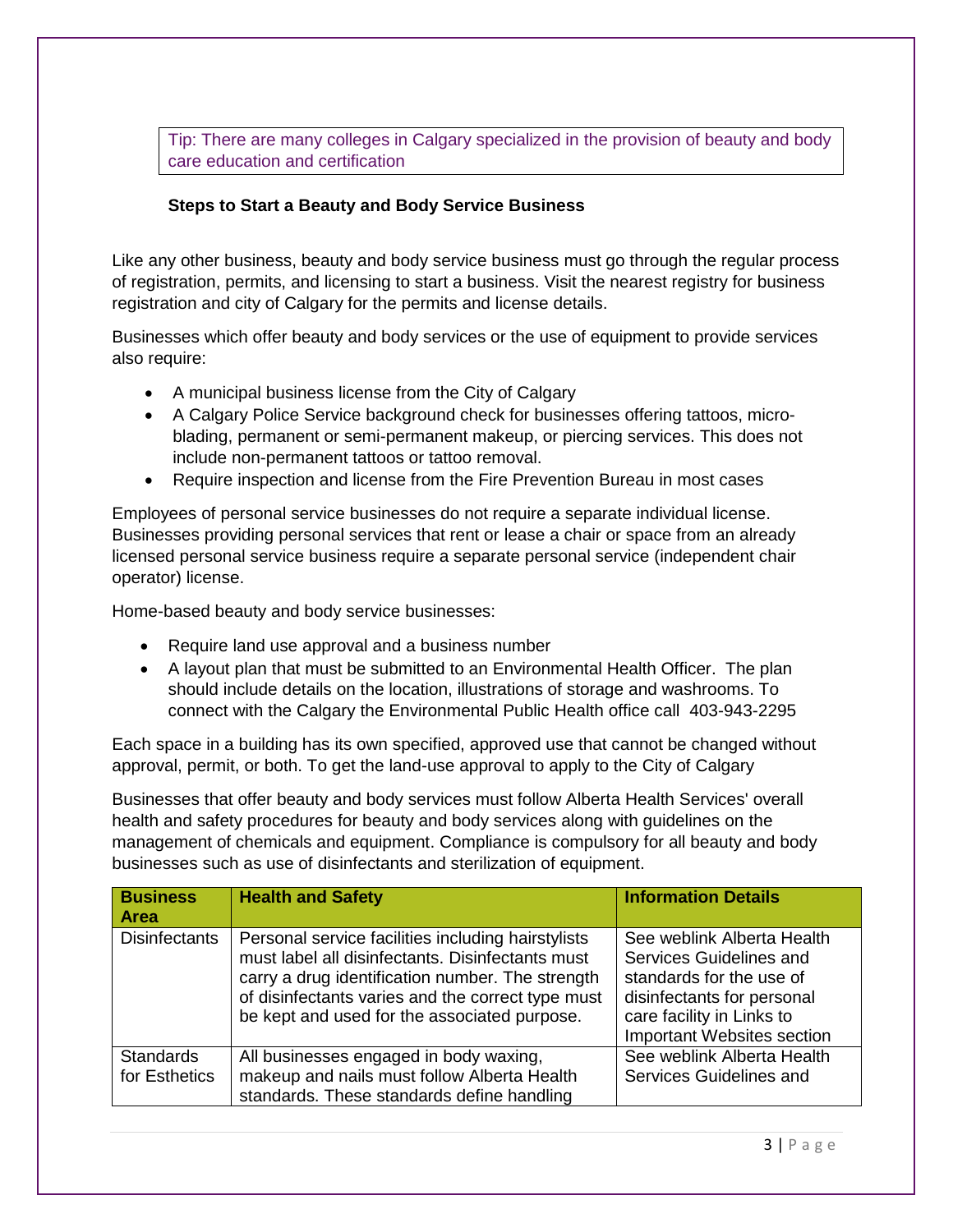Tip: There are many colleges in Calgary specialized in the provision of beauty and body care education and certification

**Steps to Start a Beauty and Body Service Business**

Like any other business, beauty and body service business must go through the regular process of registration, permits, and licensing to start a business. Visit the nearest registry for business registration and city of Calgary for the permits and license details.

Businesses which offer beauty and body services or the use of equipment to provide services also require:

- A municipal business license from the City of Calgary
- A Calgary Police Service background check for businesses offering tattoos, micro-blading, permanent or semi-permanent makeup, or piercing services. This does not include non-permanent tattoos or tattoo removal.
- Require inspection and license from the Fire Prevention Bureau in most cases

Employees of personal service businesses do not require a separate individual license. Businesses providing personal services that rent or lease a chair or space from an already licensed personal service business require a separate personal service (independent chair operator) license.

Home-based beauty and body service businesses:

- Require land use approval and a business number
- A layout plan that must be submitted to an Environmental Health Officer. The plan should include details on the location, illustrations of storage and washrooms. To connect with the Calgary the Environmental Public Health office call 403-943-2295

Each space in a building has its own specified, approved use that cannot be changed without approval, permit, or both. To get the land-use approval to apply to the City of Calgary

Businesses that offer beauty and body services must follow Alberta Health Services' overall health and safety procedures for beauty and body services along with guidelines on the management of chemicals and equipment. Compliance is compulsory for all beauty and body businesses such as use of disinfectants and sterilization of equipment.

| Business Area | Health and Safety | Information Details |
|---|---|---|
| Disinfectants | Personal service facilities including hairstylists must label all disinfectants. Disinfectants must carry a drug identification number. The strength of disinfectants varies and the correct type must be kept and used for the associated purpose. | See weblink Alberta Health Services Guidelines and standards for the use of disinfectants for personal care facility in Links to Important Websites section |
| Standards for Esthetics | All businesses engaged in body waxing, makeup and nails must follow Alberta Health standards. These standards define handling | See weblink Alberta Health Services Guidelines and |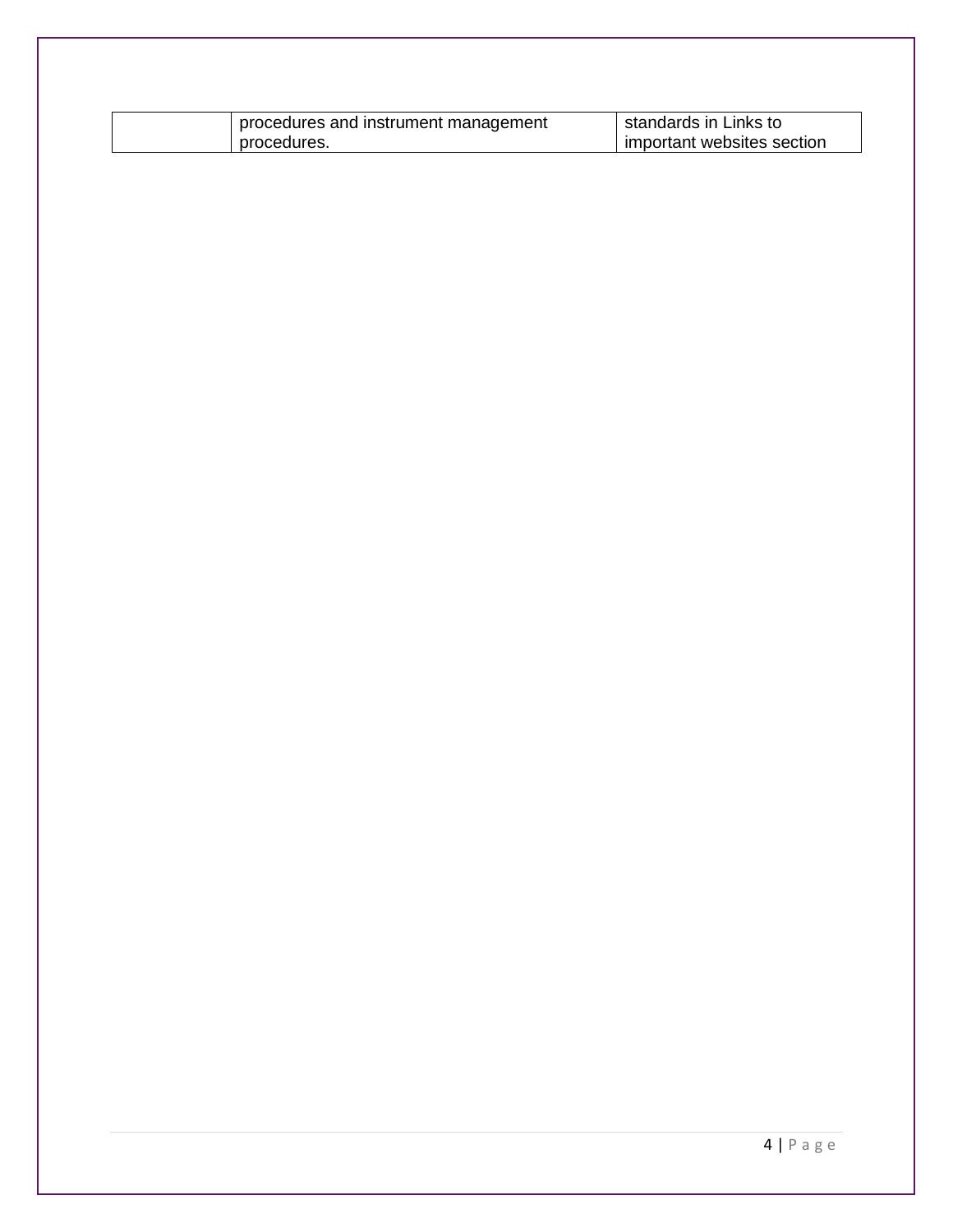| | | |
|---|---|---|
| | procedures and instrument management procedures. | standards in Links to important websites section |